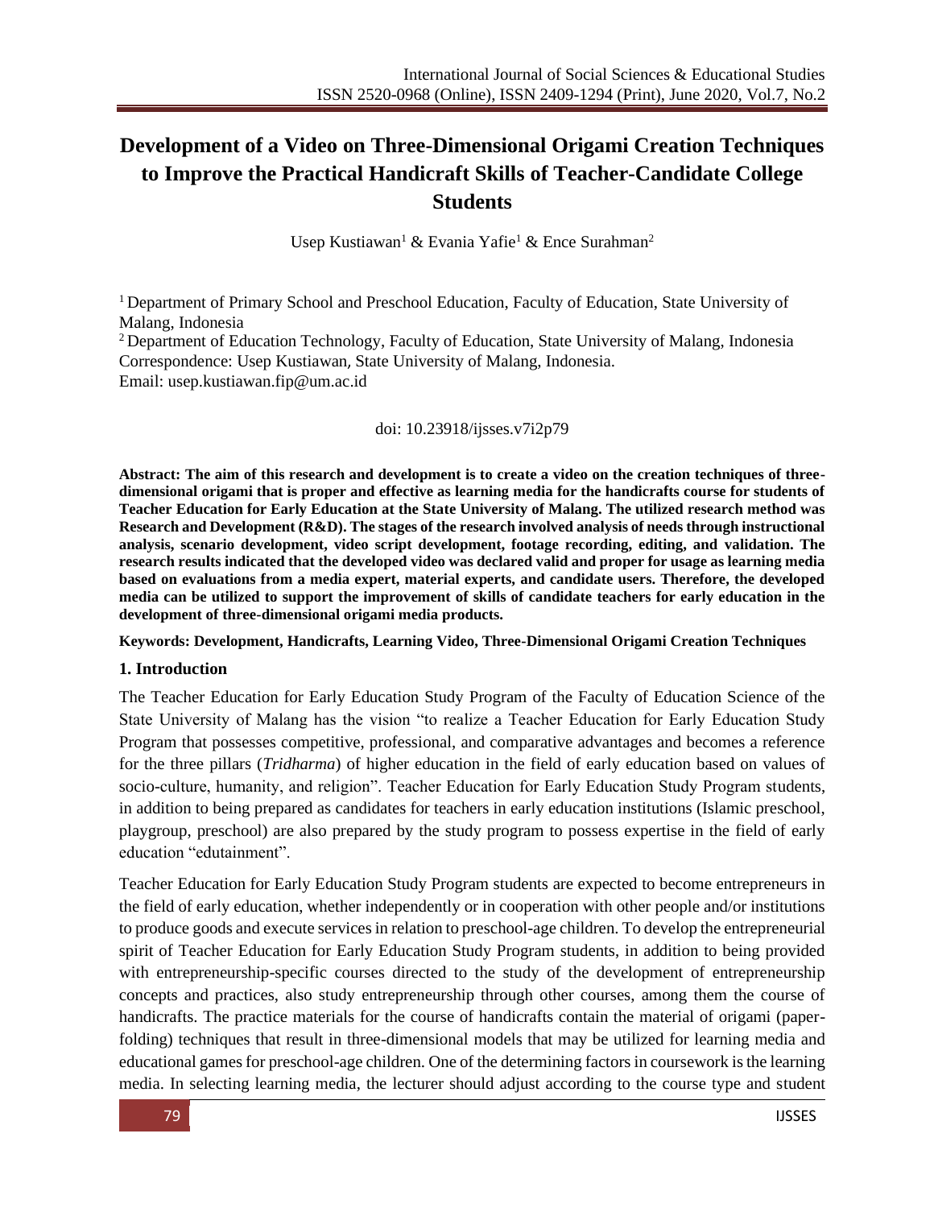# Development of a Video on Three-Dimensional Origami Creation Techniques to Improve the Practical Handicraft Skills of Teacher-Candidate College Students

Usep Kustiawan[1] & Evania Yafie[1] & Ence Surahman[2]

[1] Department of Primary School and Preschool Education, Faculty of Education, State University of Malang, Indonesia

[2] Department of Education Technology, Faculty of Education, State University of Malang, Indonesia

Correspondence: Usep Kustiawan, State University of Malang, Indonesia.

Email: usep.kustiawan.fip@um.ac.id

doi: 10.23918/ijsses.v7i2p79

**Abstract: The aim of this research and development is to create a video on the creation techniques of three-dimensional origami that is proper and effective as learning media for the handicrafts course for students of Teacher Education for Early Education at the State University of Malang. The utilized research method was Research and Development (R&D). The stages of the research involved analysis of needs through instructional analysis, scenario development, video script development, footage recording, editing, and validation. The research results indicated that the developed video was declared valid and proper for usage as learning media based on evaluations from a media expert, material experts, and candidate users. Therefore, the developed media can be utilized to support the improvement of skills of candidate teachers for early education in the development of three-dimensional origami media products.**

**Keywords: Development, Handicrafts, Learning Video, Three-Dimensional Origami Creation Techniques**

## 1. Introduction

The Teacher Education for Early Education Study Program of the Faculty of Education Science of the State University of Malang has the vision "to realize a Teacher Education for Early Education Study Program that possesses competitive, professional, and comparative advantages and becomes a reference for the three pillars (*Tridharma*) of higher education in the field of early education based on values of socio-culture, humanity, and religion". Teacher Education for Early Education Study Program students, in addition to being prepared as candidates for teachers in early education institutions (Islamic preschool, playgroup, preschool) are also prepared by the study program to possess expertise in the field of early education "edutainment".

Teacher Education for Early Education Study Program students are expected to become entrepreneurs in the field of early education, whether independently or in cooperation with other people and/or institutions to produce goods and execute services in relation to preschool-age children. To develop the entrepreneurial spirit of Teacher Education for Early Education Study Program students, in addition to being provided with entrepreneurship-specific courses directed to the study of the development of entrepreneurship concepts and practices, also study entrepreneurship through other courses, among them the course of handicrafts. The practice materials for the course of handicrafts contain the material of origami (paper-folding) techniques that result in three-dimensional models that may be utilized for learning media and educational games for preschool-age children. One of the determining factors in coursework is the learning media. In selecting learning media, the lecturer should adjust according to the course type and student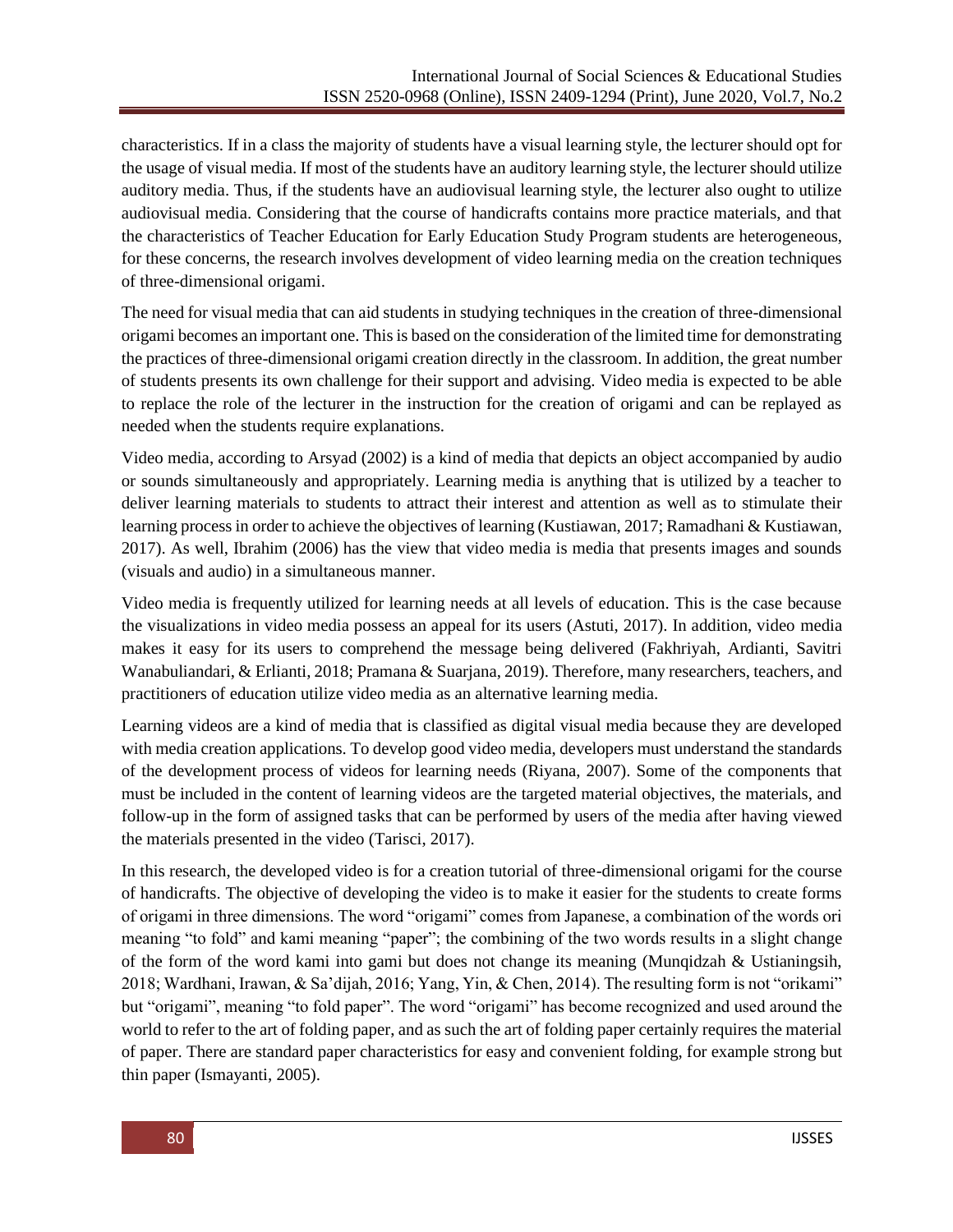characteristics. If in a class the majority of students have a visual learning style, the lecturer should opt for the usage of visual media. If most of the students have an auditory learning style, the lecturer should utilize auditory media. Thus, if the students have an audiovisual learning style, the lecturer also ought to utilize audiovisual media. Considering that the course of handicrafts contains more practice materials, and that the characteristics of Teacher Education for Early Education Study Program students are heterogeneous, for these concerns, the research involves development of video learning media on the creation techniques of three-dimensional origami.

The need for visual media that can aid students in studying techniques in the creation of three-dimensional origami becomes an important one. This is based on the consideration of the limited time for demonstrating the practices of three-dimensional origami creation directly in the classroom. In addition, the great number of students presents its own challenge for their support and advising. Video media is expected to be able to replace the role of the lecturer in the instruction for the creation of origami and can be replayed as needed when the students require explanations.

Video media, according to Arsyad (2002) is a kind of media that depicts an object accompanied by audio or sounds simultaneously and appropriately. Learning media is anything that is utilized by a teacher to deliver learning materials to students to attract their interest and attention as well as to stimulate their learning process in order to achieve the objectives of learning (Kustiawan, 2017; Ramadhani & Kustiawan, 2017). As well, Ibrahim (2006) has the view that video media is media that presents images and sounds (visuals and audio) in a simultaneous manner.

Video media is frequently utilized for learning needs at all levels of education. This is the case because the visualizations in video media possess an appeal for its users (Astuti, 2017). In addition, video media makes it easy for its users to comprehend the message being delivered (Fakhriyah, Ardianti, Savitri Wanabuliandari, & Erlianti, 2018; Pramana & Suarjana, 2019). Therefore, many researchers, teachers, and practitioners of education utilize video media as an alternative learning media.

Learning videos are a kind of media that is classified as digital visual media because they are developed with media creation applications. To develop good video media, developers must understand the standards of the development process of videos for learning needs (Riyana, 2007). Some of the components that must be included in the content of learning videos are the targeted material objectives, the materials, and follow-up in the form of assigned tasks that can be performed by users of the media after having viewed the materials presented in the video (Tarisci, 2017).

In this research, the developed video is for a creation tutorial of three-dimensional origami for the course of handicrafts. The objective of developing the video is to make it easier for the students to create forms of origami in three dimensions. The word "origami" comes from Japanese, a combination of the words ori meaning "to fold" and kami meaning "paper"; the combining of the two words results in a slight change of the form of the word kami into gami but does not change its meaning (Munqidzah & Ustianingsih, 2018; Wardhani, Irawan, & Sa'dijah, 2016; Yang, Yin, & Chen, 2014). The resulting form is not "orikami" but "origami", meaning "to fold paper". The word "origami" has become recognized and used around the world to refer to the art of folding paper, and as such the art of folding paper certainly requires the material of paper. There are standard paper characteristics for easy and convenient folding, for example strong but thin paper (Ismayanti, 2005).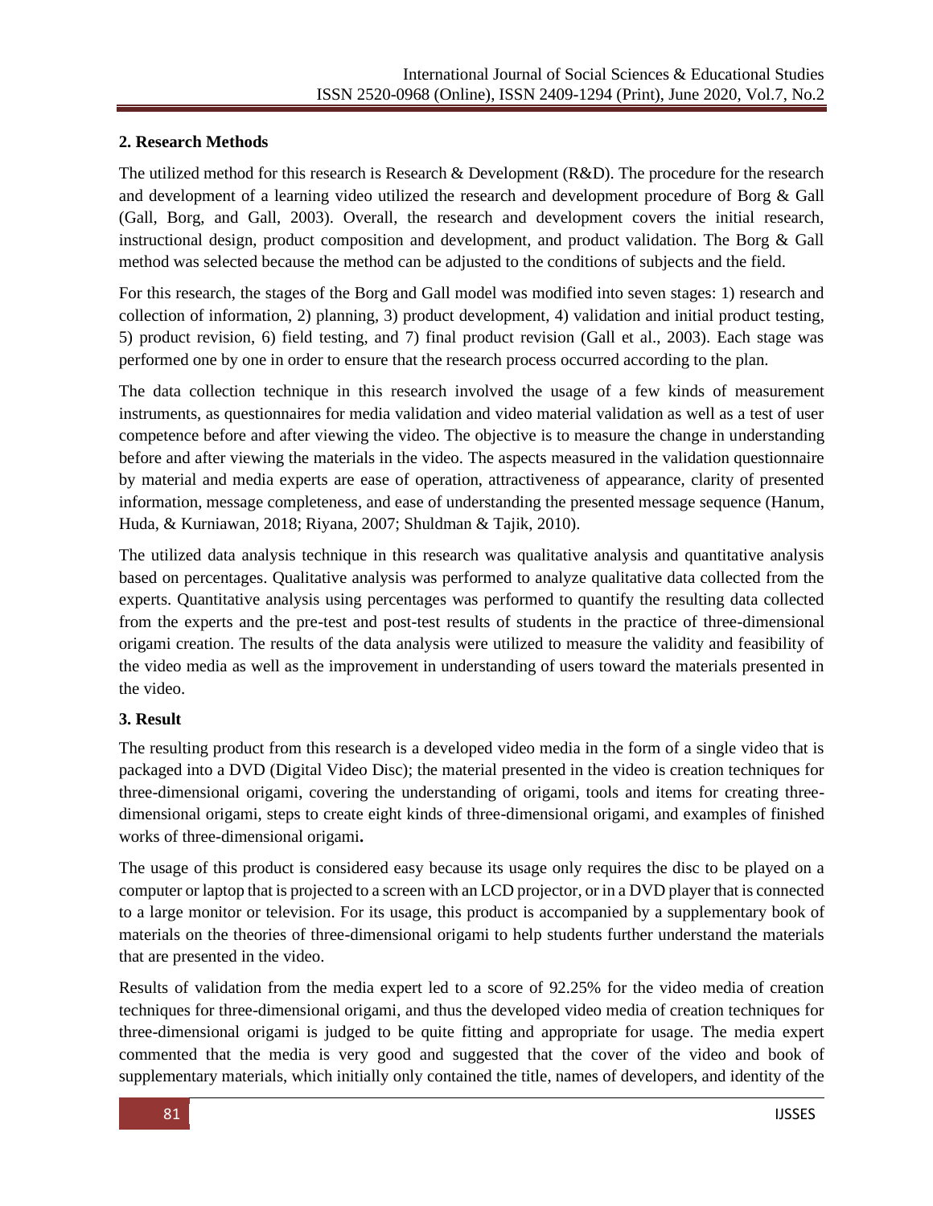## 2. Research Methods

The utilized method for this research is Research & Development (R&D). The procedure for the research and development of a learning video utilized the research and development procedure of Borg & Gall (Gall, Borg, and Gall, 2003). Overall, the research and development covers the initial research, instructional design, product composition and development, and product validation. The Borg & Gall method was selected because the method can be adjusted to the conditions of subjects and the field.

For this research, the stages of the Borg and Gall model was modified into seven stages: 1) research and collection of information, 2) planning, 3) product development, 4) validation and initial product testing, 5) product revision, 6) field testing, and 7) final product revision (Gall et al., 2003). Each stage was performed one by one in order to ensure that the research process occurred according to the plan.

The data collection technique in this research involved the usage of a few kinds of measurement instruments, as questionnaires for media validation and video material validation as well as a test of user competence before and after viewing the video. The objective is to measure the change in understanding before and after viewing the materials in the video. The aspects measured in the validation questionnaire by material and media experts are ease of operation, attractiveness of appearance, clarity of presented information, message completeness, and ease of understanding the presented message sequence (Hanum, Huda, & Kurniawan, 2018; Riyana, 2007; Shuldman & Tajik, 2010).

The utilized data analysis technique in this research was qualitative analysis and quantitative analysis based on percentages. Qualitative analysis was performed to analyze qualitative data collected from the experts. Quantitative analysis using percentages was performed to quantify the resulting data collected from the experts and the pre-test and post-test results of students in the practice of three-dimensional origami creation. The results of the data analysis were utilized to measure the validity and feasibility of the video media as well as the improvement in understanding of users toward the materials presented in the video.

## 3. Result

The resulting product from this research is a developed video media in the form of a single video that is packaged into a DVD (Digital Video Disc); the material presented in the video is creation techniques for three-dimensional origami, covering the understanding of origami, tools and items for creating three-dimensional origami, steps to create eight kinds of three-dimensional origami, and examples of finished works of three-dimensional origami**.**

The usage of this product is considered easy because its usage only requires the disc to be played on a computer or laptop that is projected to a screen with an LCD projector, or in a DVD player that is connected to a large monitor or television. For its usage, this product is accompanied by a supplementary book of materials on the theories of three-dimensional origami to help students further understand the materials that are presented in the video.

Results of validation from the media expert led to a score of 92.25% for the video media of creation techniques for three-dimensional origami, and thus the developed video media of creation techniques for three-dimensional origami is judged to be quite fitting and appropriate for usage. The media expert commented that the media is very good and suggested that the cover of the video and book of supplementary materials, which initially only contained the title, names of developers, and identity of the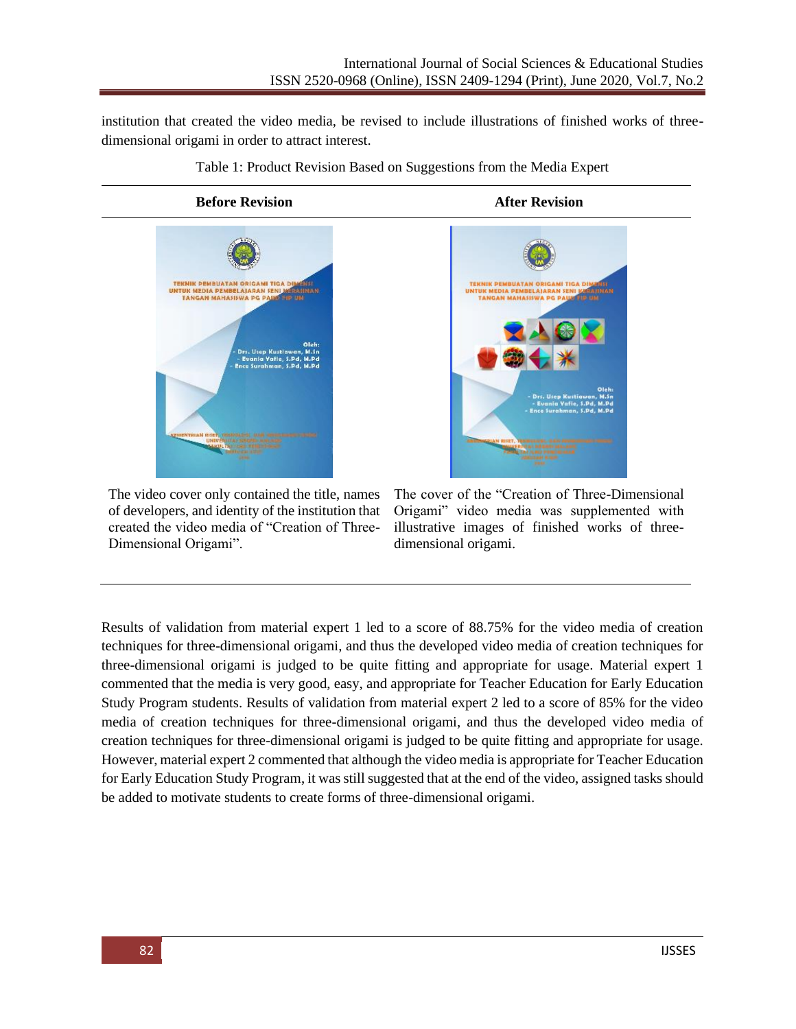institution that created the video media, be revised to include illustrations of finished works of three-dimensional origami in order to attract interest.

Table 1: Product Revision Based on Suggestions from the Media Expert

| Before Revision | After Revision |
|---|---|
| The video cover only contained the title, names of developers, and identity of the institution that created the video media of "Creation of Three-Dimensional Origami". | The cover of the "Creation of Three-Dimensional Origami" video media was supplemented with illustrative images of finished works of three-dimensional origami. |

Results of validation from material expert 1 led to a score of 88.75% for the video media of creation techniques for three-dimensional origami, and thus the developed video media of creation techniques for three-dimensional origami is judged to be quite fitting and appropriate for usage. Material expert 1 commented that the media is very good, easy, and appropriate for Teacher Education for Early Education Study Program students. Results of validation from material expert 2 led to a score of 85% for the video media of creation techniques for three-dimensional origami, and thus the developed video media of creation techniques for three-dimensional origami is judged to be quite fitting and appropriate for usage. However, material expert 2 commented that although the video media is appropriate for Teacher Education for Early Education Study Program, it was still suggested that at the end of the video, assigned tasks should be added to motivate students to create forms of three-dimensional origami.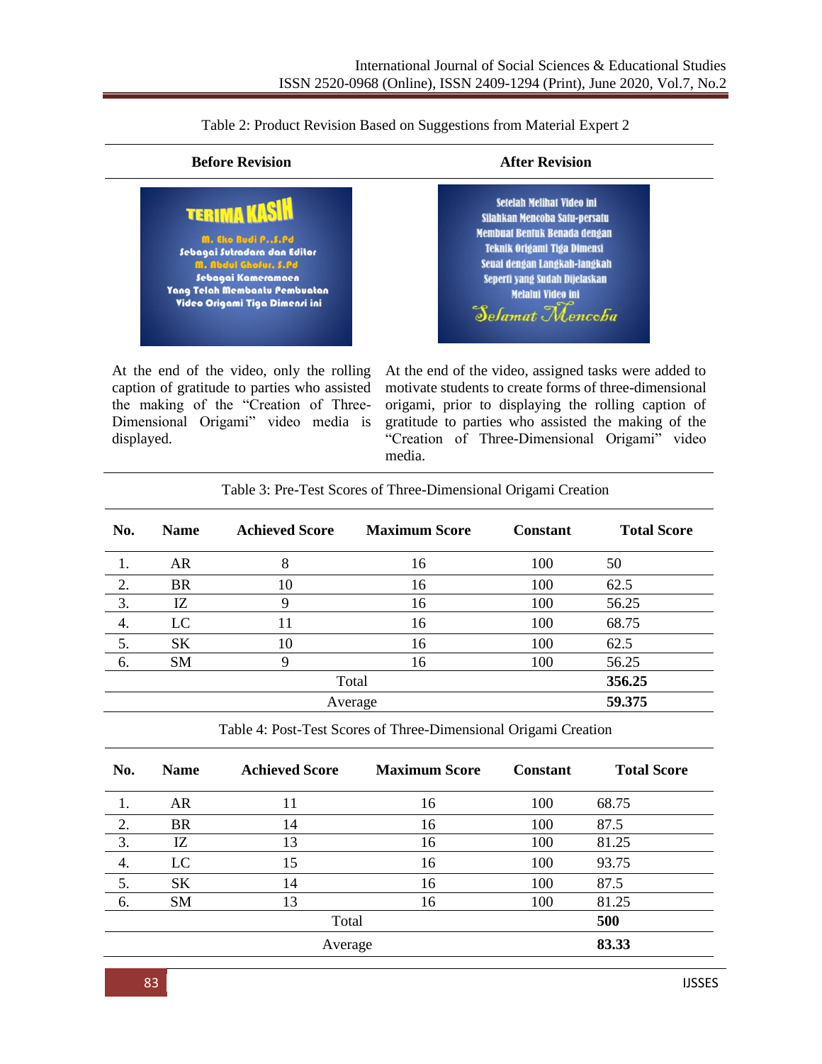Table 2: Product Revision Based on Suggestions from Material Expert 2

| Before Revision | After Revision |
|---|---|
| TERIMA KASIH<br>M. Eko Budi P., S.Pd<br>Sebagai Sutradara dan Editor<br>M. Abdul Ghofur, S.Pd<br>Sebagai Kameramaen<br>Yang Telah Membantu Pembuatan<br>Video Origami Tiga Dimensi ini | Setelah Melihat Video ini<br>Silahkan Mencoba Satu-persatu<br>Membuat Bentuk Benada dengan<br>Teknik Origami Tiga Dimensi<br>Seuai dengan Langkah-langkah<br>Seperti yang Sudah Dijelaskan<br>Melalui Video ini<br>Selamat Mencoba |
| At the end of the video, only the rolling caption of gratitude to parties who assisted the making of the "Creation of Three-Dimensional Origami" video media is displayed. | At the end of the video, assigned tasks were added to motivate students to create forms of three-dimensional origami, prior to displaying the rolling caption of gratitude to parties who assisted the making of the "Creation of Three-Dimensional Origami" video media. |

Table 3: Pre-Test Scores of Three-Dimensional Origami Creation

| No. | Name | Achieved Score | Maximum Score | Constant | Total Score |
|---|---|---|---|---|---|
| 1. | AR | 8 | 16 | 100 | 50 |
| 2. | BR | 10 | 16 | 100 | 62.5 |
| 3. | IZ | 9 | 16 | 100 | 56.25 |
| 4. | LC | 11 | 16 | 100 | 68.75 |
| 5. | SK | 10 | 16 | 100 | 62.5 |
| 6. | SM | 9 | 16 | 100 | 56.25 |
| | | | Total | | **356.25** |
| | | | Average | | **59.375** |

Table 4: Post-Test Scores of Three-Dimensional Origami Creation

| No. | Name | Achieved Score | Maximum Score | Constant | Total Score |
|---|---|---|---|---|---|
| 1. | AR | 11 | 16 | 100 | 68.75 |
| 2. | BR | 14 | 16 | 100 | 87.5 |
| 3. | IZ | 13 | 16 | 100 | 81.25 |
| 4. | LC | 15 | 16 | 100 | 93.75 |
| 5. | SK | 14 | 16 | 100 | 87.5 |
| 6. | SM | 13 | 16 | 100 | 81.25 |
| | | | Total | | **500** |
| | | | Average | | **83.33** |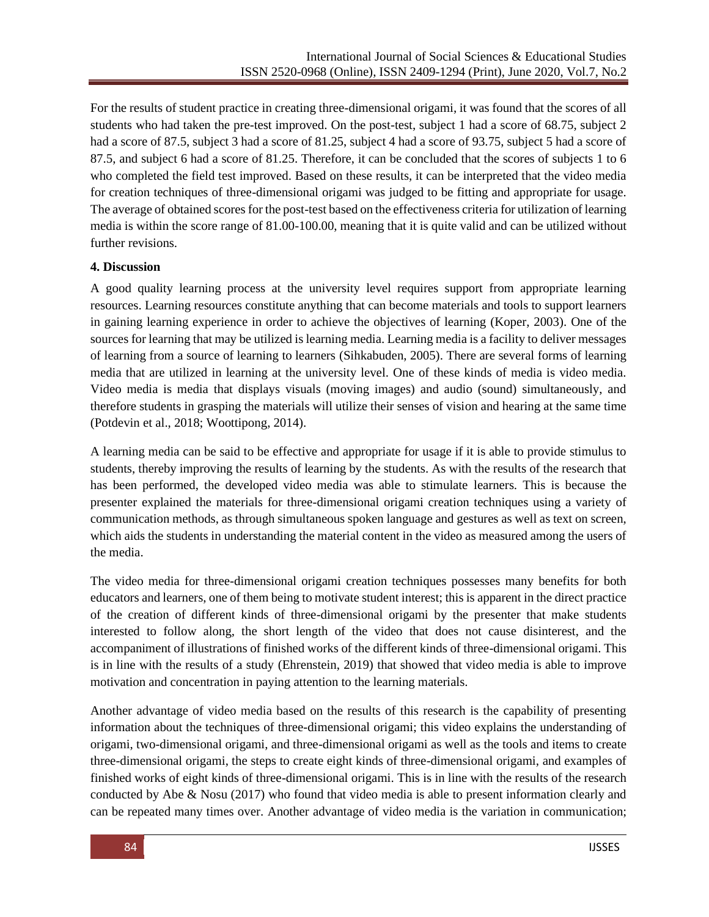For the results of student practice in creating three-dimensional origami, it was found that the scores of all students who had taken the pre-test improved. On the post-test, subject 1 had a score of 68.75, subject 2 had a score of 87.5, subject 3 had a score of 81.25, subject 4 had a score of 93.75, subject 5 had a score of 87.5, and subject 6 had a score of 81.25. Therefore, it can be concluded that the scores of subjects 1 to 6 who completed the field test improved. Based on these results, it can be interpreted that the video media for creation techniques of three-dimensional origami was judged to be fitting and appropriate for usage. The average of obtained scores for the post-test based on the effectiveness criteria for utilization of learning media is within the score range of 81.00-100.00, meaning that it is quite valid and can be utilized without further revisions.

## 4. Discussion

A good quality learning process at the university level requires support from appropriate learning resources. Learning resources constitute anything that can become materials and tools to support learners in gaining learning experience in order to achieve the objectives of learning (Koper, 2003). One of the sources for learning that may be utilized is learning media. Learning media is a facility to deliver messages of learning from a source of learning to learners (Sihkabuden, 2005). There are several forms of learning media that are utilized in learning at the university level. One of these kinds of media is video media. Video media is media that displays visuals (moving images) and audio (sound) simultaneously, and therefore students in grasping the materials will utilize their senses of vision and hearing at the same time (Potdevin et al., 2018; Woottipong, 2014).

A learning media can be said to be effective and appropriate for usage if it is able to provide stimulus to students, thereby improving the results of learning by the students. As with the results of the research that has been performed, the developed video media was able to stimulate learners. This is because the presenter explained the materials for three-dimensional origami creation techniques using a variety of communication methods, as through simultaneous spoken language and gestures as well as text on screen, which aids the students in understanding the material content in the video as measured among the users of the media.

The video media for three-dimensional origami creation techniques possesses many benefits for both educators and learners, one of them being to motivate student interest; this is apparent in the direct practice of the creation of different kinds of three-dimensional origami by the presenter that make students interested to follow along, the short length of the video that does not cause disinterest, and the accompaniment of illustrations of finished works of the different kinds of three-dimensional origami. This is in line with the results of a study (Ehrenstein, 2019) that showed that video media is able to improve motivation and concentration in paying attention to the learning materials.

Another advantage of video media based on the results of this research is the capability of presenting information about the techniques of three-dimensional origami; this video explains the understanding of origami, two-dimensional origami, and three-dimensional origami as well as the tools and items to create three-dimensional origami, the steps to create eight kinds of three-dimensional origami, and examples of finished works of eight kinds of three-dimensional origami. This is in line with the results of the research conducted by Abe & Nosu (2017) who found that video media is able to present information clearly and can be repeated many times over. Another advantage of video media is the variation in communication;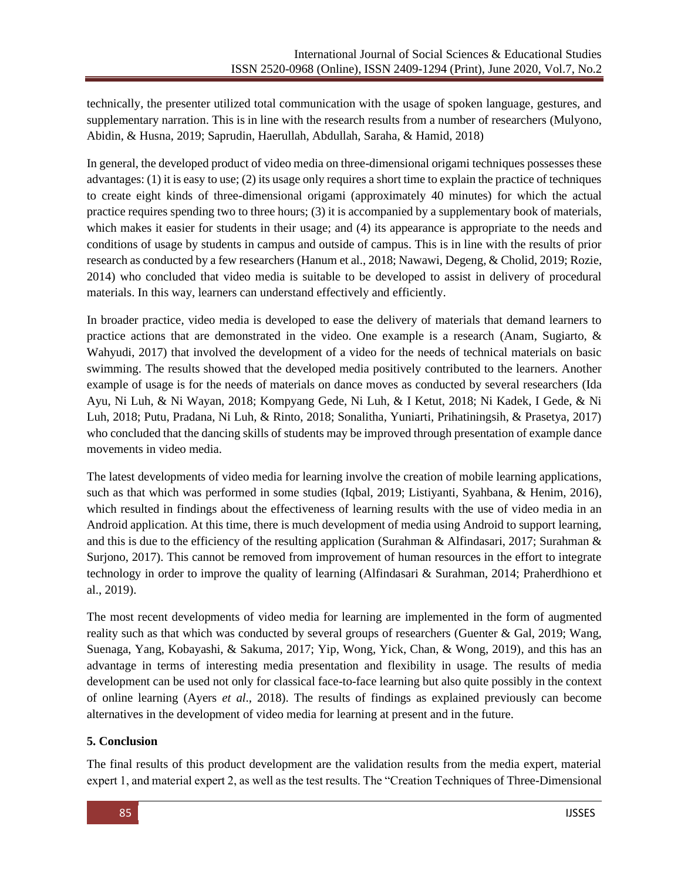technically, the presenter utilized total communication with the usage of spoken language, gestures, and supplementary narration. This is in line with the research results from a number of researchers (Mulyono, Abidin, & Husna, 2019; Saprudin, Haerullah, Abdullah, Saraha, & Hamid, 2018)

In general, the developed product of video media on three-dimensional origami techniques possesses these advantages: (1) it is easy to use; (2) its usage only requires a short time to explain the practice of techniques to create eight kinds of three-dimensional origami (approximately 40 minutes) for which the actual practice requires spending two to three hours; (3) it is accompanied by a supplementary book of materials, which makes it easier for students in their usage; and (4) its appearance is appropriate to the needs and conditions of usage by students in campus and outside of campus. This is in line with the results of prior research as conducted by a few researchers (Hanum et al., 2018; Nawawi, Degeng, & Cholid, 2019; Rozie, 2014) who concluded that video media is suitable to be developed to assist in delivery of procedural materials. In this way, learners can understand effectively and efficiently.

In broader practice, video media is developed to ease the delivery of materials that demand learners to practice actions that are demonstrated in the video. One example is a research (Anam, Sugiarto, & Wahyudi, 2017) that involved the development of a video for the needs of technical materials on basic swimming. The results showed that the developed media positively contributed to the learners. Another example of usage is for the needs of materials on dance moves as conducted by several researchers (Ida Ayu, Ni Luh, & Ni Wayan, 2018; Kompyang Gede, Ni Luh, & I Ketut, 2018; Ni Kadek, I Gede, & Ni Luh, 2018; Putu, Pradana, Ni Luh, & Rinto, 2018; Sonalitha, Yuniarti, Prihatiningsih, & Prasetya, 2017) who concluded that the dancing skills of students may be improved through presentation of example dance movements in video media.

The latest developments of video media for learning involve the creation of mobile learning applications, such as that which was performed in some studies (Iqbal, 2019; Listiyanti, Syahbana, & Henim, 2016), which resulted in findings about the effectiveness of learning results with the use of video media in an Android application. At this time, there is much development of media using Android to support learning, and this is due to the efficiency of the resulting application (Surahman & Alfindasari, 2017; Surahman & Surjono, 2017). This cannot be removed from improvement of human resources in the effort to integrate technology in order to improve the quality of learning (Alfindasari & Surahman, 2014; Praherdhiono et al., 2019).

The most recent developments of video media for learning are implemented in the form of augmented reality such as that which was conducted by several groups of researchers (Guenter & Gal, 2019; Wang, Suenaga, Yang, Kobayashi, & Sakuma, 2017; Yip, Wong, Yick, Chan, & Wong, 2019), and this has an advantage in terms of interesting media presentation and flexibility in usage. The results of media development can be used not only for classical face-to-face learning but also quite possibly in the context of online learning (Ayers *et al*., 2018). The results of findings as explained previously can become alternatives in the development of video media for learning at present and in the future.

## 5. Conclusion

The final results of this product development are the validation results from the media expert, material expert 1, and material expert 2, as well as the test results. The "Creation Techniques of Three-Dimensional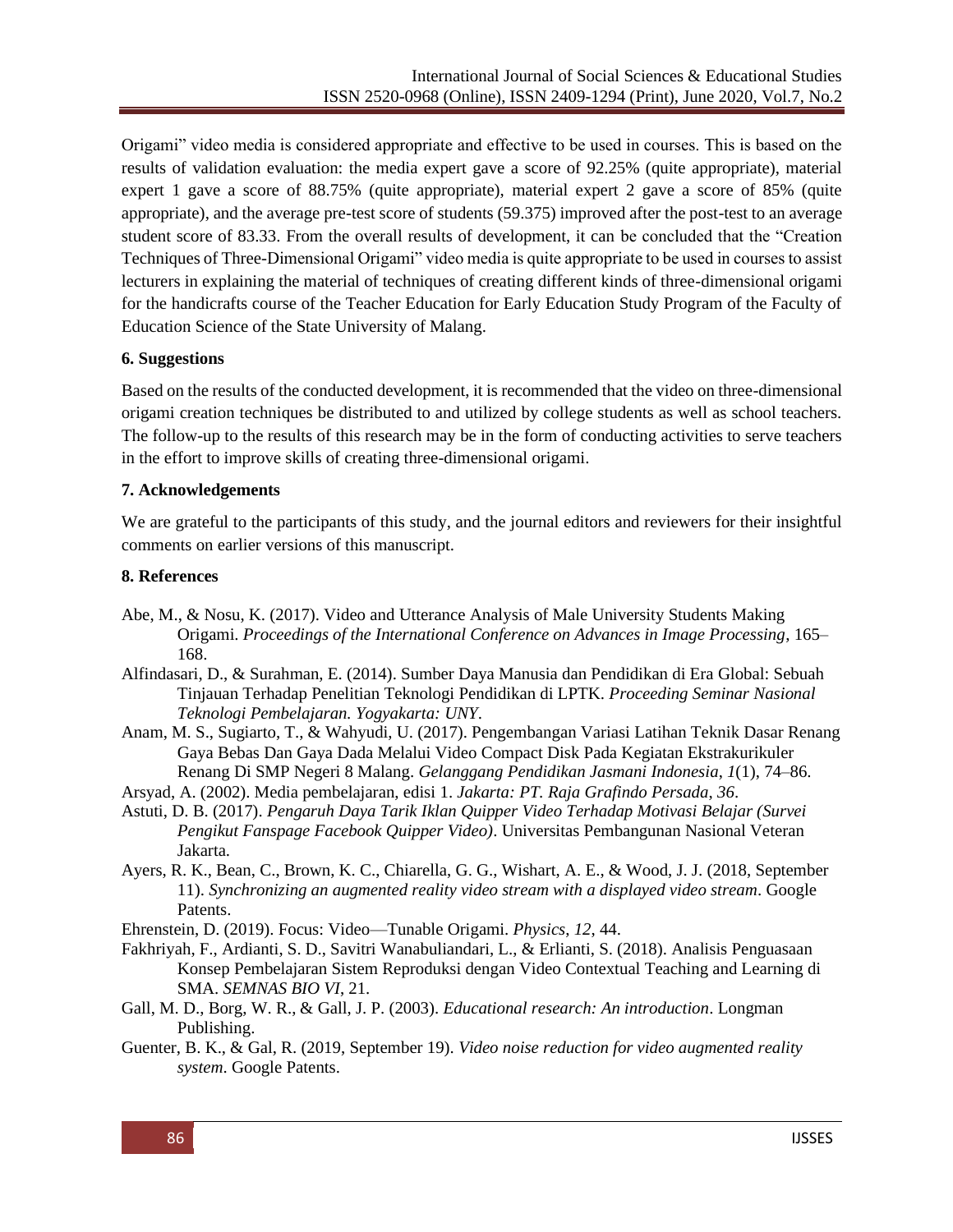Origami" video media is considered appropriate and effective to be used in courses. This is based on the results of validation evaluation: the media expert gave a score of 92.25% (quite appropriate), material expert 1 gave a score of 88.75% (quite appropriate), material expert 2 gave a score of 85% (quite appropriate), and the average pre-test score of students (59.375) improved after the post-test to an average student score of 83.33. From the overall results of development, it can be concluded that the "Creation Techniques of Three-Dimensional Origami" video media is quite appropriate to be used in courses to assist lecturers in explaining the material of techniques of creating different kinds of three-dimensional origami for the handicrafts course of the Teacher Education for Early Education Study Program of the Faculty of Education Science of the State University of Malang.

## 6. Suggestions

Based on the results of the conducted development, it is recommended that the video on three-dimensional origami creation techniques be distributed to and utilized by college students as well as school teachers. The follow-up to the results of this research may be in the form of conducting activities to serve teachers in the effort to improve skills of creating three-dimensional origami.

## 7. Acknowledgements

We are grateful to the participants of this study, and the journal editors and reviewers for their insightful comments on earlier versions of this manuscript.

## 8. References

Abe, M., & Nosu, K. (2017). Video and Utterance Analysis of Male University Students Making Origami. *Proceedings of the International Conference on Advances in Image Processing*, 165–168.

Alfindasari, D., & Surahman, E. (2014). Sumber Daya Manusia dan Pendidikan di Era Global: Sebuah Tinjauan Terhadap Penelitian Teknologi Pendidikan di LPTK. *Proceeding Seminar Nasional Teknologi Pembelajaran. Yogyakarta: UNY*.

Anam, M. S., Sugiarto, T., & Wahyudi, U. (2017). Pengembangan Variasi Latihan Teknik Dasar Renang Gaya Bebas Dan Gaya Dada Melalui Video Compact Disk Pada Kegiatan Ekstrakurikuler Renang Di SMP Negeri 8 Malang. *Gelanggang Pendidikan Jasmani Indonesia*, *1*(1), 74–86.

Arsyad, A. (2002). Media pembelajaran, edisi 1. *Jakarta: PT. Raja Grafindo Persada*, *36*.

Astuti, D. B. (2017). *Pengaruh Daya Tarik Iklan Quipper Video Terhadap Motivasi Belajar (Survei Pengikut Fanspage Facebook Quipper Video)*. Universitas Pembangunan Nasional Veteran Jakarta.

Ayers, R. K., Bean, C., Brown, K. C., Chiarella, G. G., Wishart, A. E., & Wood, J. J. (2018, September 11). *Synchronizing an augmented reality video stream with a displayed video stream*. Google Patents.

Ehrenstein, D. (2019). Focus: Video—Tunable Origami. *Physics*, *12*, 44.

Fakhriyah, F., Ardianti, S. D., Savitri Wanabuliandari, L., & Erlianti, S. (2018). Analisis Penguasaan Konsep Pembelajaran Sistem Reproduksi dengan Video Contextual Teaching and Learning di SMA. *SEMNAS BIO VI*, 21.

Gall, M. D., Borg, W. R., & Gall, J. P. (2003). *Educational research: An introduction*. Longman Publishing.

Guenter, B. K., & Gal, R. (2019, September 19). *Video noise reduction for video augmented reality system*. Google Patents.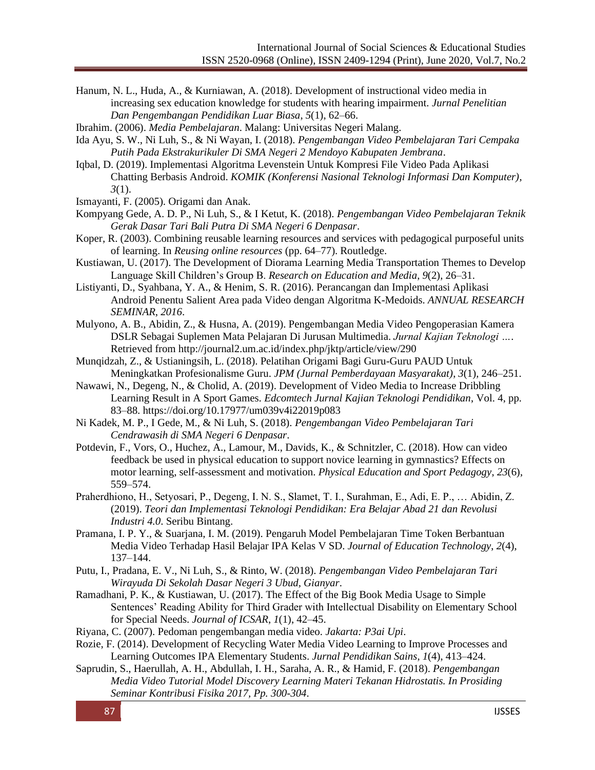Hanum, N. L., Huda, A., & Kurniawan, A. (2018). Development of instructional video media in increasing sex education knowledge for students with hearing impairment. *Jurnal Penelitian Dan Pengembangan Pendidikan Luar Biasa*, *5*(1), 62–66.

Ibrahim. (2006). *Media Pembelajaran*. Malang: Universitas Negeri Malang.

Ida Ayu, S. W., Ni Luh, S., & Ni Wayan, I. (2018). *Pengembangan Video Pembelajaran Tari Cempaka Putih Pada Ekstrakurikuler Di SMA Negeri 2 Mendoyo Kabupaten Jembrana*.

Iqbal, D. (2019). Implementasi Algoritma Levenstein Untuk Kompresi File Video Pada Aplikasi Chatting Berbasis Android. *KOMIK (Konferensi Nasional Teknologi Informasi Dan Komputer)*, *3*(1).

Ismayanti, F. (2005). Origami dan Anak.

Kompyang Gede, A. D. P., Ni Luh, S., & I Ketut, K. (2018). *Pengembangan Video Pembelajaran Teknik Gerak Dasar Tari Bali Putra Di SMA Negeri 6 Denpasar*.

Koper, R. (2003). Combining reusable learning resources and services with pedagogical purposeful units of learning. In *Reusing online resources* (pp. 64–77). Routledge.

Kustiawan, U. (2017). The Development of Diorama Learning Media Transportation Themes to Develop Language Skill Children's Group B. *Research on Education and Media*, *9*(2), 26–31.

Listiyanti, D., Syahbana, Y. A., & Henim, S. R. (2016). Perancangan dan Implementasi Aplikasi Android Penentu Salient Area pada Video dengan Algoritma K-Medoids. *ANNUAL RESEARCH SEMINAR*, *2016*.

Mulyono, A. B., Abidin, Z., & Husna, A. (2019). Pengembangan Media Video Pengoperasian Kamera DSLR Sebagai Suplemen Mata Pelajaran Di Jurusan Multimedia. *Jurnal Kajian Teknologi …*. Retrieved from http://journal2.um.ac.id/index.php/jktp/article/view/290

Munqidzah, Z., & Ustianingsih, L. (2018). Pelatihan Origami Bagi Guru-Guru PAUD Untuk Meningkatkan Profesionalisme Guru. *JPM (Jurnal Pemberdayaan Masyarakat)*, *3*(1), 246–251.

Nawawi, N., Degeng, N., & Cholid, A. (2019). Development of Video Media to Increase Dribbling Learning Result in A Sport Games. *Edcomtech Jurnal Kajian Teknologi Pendidikan*, Vol. 4, pp. 83–88. https://doi.org/10.17977/um039v4i22019p083

Ni Kadek, M. P., I Gede, M., & Ni Luh, S. (2018). *Pengembangan Video Pembelajaran Tari Cendrawasih di SMA Negeri 6 Denpasar*.

Potdevin, F., Vors, O., Huchez, A., Lamour, M., Davids, K., & Schnitzler, C. (2018). How can video feedback be used in physical education to support novice learning in gymnastics? Effects on motor learning, self-assessment and motivation. *Physical Education and Sport Pedagogy*, *23*(6), 559–574.

Praherdhiono, H., Setyosari, P., Degeng, I. N. S., Slamet, T. I., Surahman, E., Adi, E. P., … Abidin, Z. (2019). *Teori dan Implementasi Teknologi Pendidikan: Era Belajar Abad 21 dan Revolusi Industri 4.0*. Seribu Bintang.

Pramana, I. P. Y., & Suarjana, I. M. (2019). Pengaruh Model Pembelajaran Time Token Berbantuan Media Video Terhadap Hasil Belajar IPA Kelas V SD. *Journal of Education Technology*, *2*(4), 137–144.

Putu, I., Pradana, E. V., Ni Luh, S., & Rinto, W. (2018). *Pengembangan Video Pembelajaran Tari Wirayuda Di Sekolah Dasar Negeri 3 Ubud, Gianyar*.

Ramadhani, P. K., & Kustiawan, U. (2017). The Effect of the Big Book Media Usage to Simple Sentences' Reading Ability for Third Grader with Intellectual Disability on Elementary School for Special Needs. *Journal of ICSAR*, *1*(1), 42–45.

Riyana, C. (2007). Pedoman pengembangan media video. *Jakarta: P3ai Upi*.

Rozie, F. (2014). Development of Recycling Water Media Video Learning to Improve Processes and Learning Outcomes IPA Elementary Students. *Jurnal Pendidikan Sains*, *1*(4), 413–424.

Saprudin, S., Haerullah, A. H., Abdullah, I. H., Saraha, A. R., & Hamid, F. (2018). *Pengembangan Media Video Tutorial Model Discovery Learning Materi Tekanan Hidrostatis. In Prosiding Seminar Kontribusi Fisika 2017, Pp. 300-304*.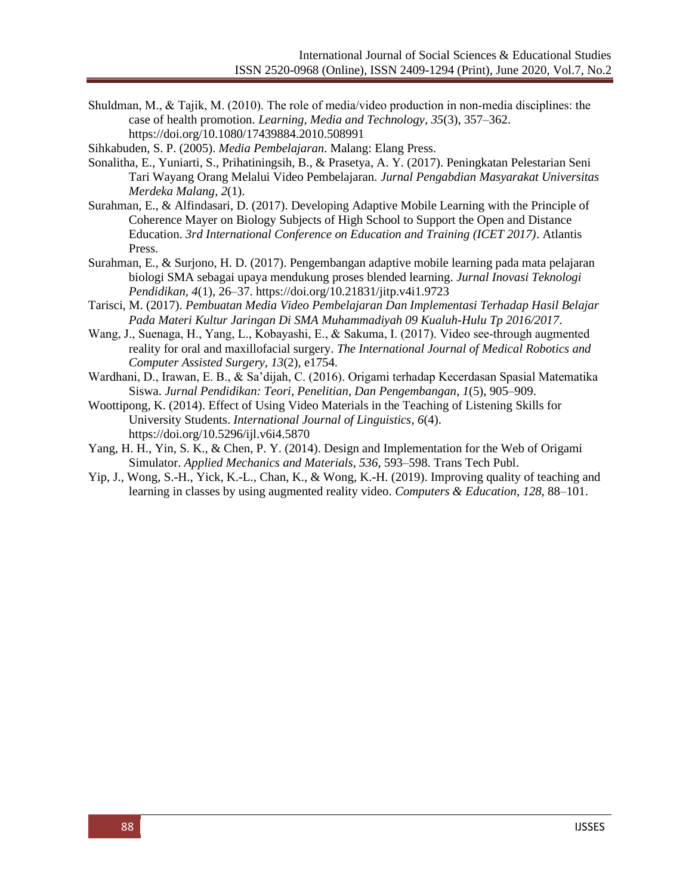Shuldman, M., & Tajik, M. (2010). The role of media/video production in non-media disciplines: the case of health promotion. *Learning, Media and Technology*, *35*(3), 357–362. https://doi.org/10.1080/17439884.2010.508991

Sihkabuden, S. P. (2005). *Media Pembelajaran*. Malang: Elang Press.

Sonalitha, E., Yuniarti, S., Prihatiningsih, B., & Prasetya, A. Y. (2017). Peningkatan Pelestarian Seni Tari Wayang Orang Melalui Video Pembelajaran. *Jurnal Pengabdian Masyarakat Universitas Merdeka Malang*, *2*(1).

Surahman, E., & Alfindasari, D. (2017). Developing Adaptive Mobile Learning with the Principle of Coherence Mayer on Biology Subjects of High School to Support the Open and Distance Education. *3rd International Conference on Education and Training (ICET 2017)*. Atlantis Press.

Surahman, E., & Surjono, H. D. (2017). Pengembangan adaptive mobile learning pada mata pelajaran biologi SMA sebagai upaya mendukung proses blended learning. *Jurnal Inovasi Teknologi Pendidikan*, *4*(1), 26–37. https://doi.org/10.21831/jitp.v4i1.9723

Tarisci, M. (2017). *Pembuatan Media Video Pembelajaran Dan Implementasi Terhadap Hasil Belajar Pada Materi Kultur Jaringan Di SMA Muhammadiyah 09 Kualuh-Hulu Tp 2016/2017*.

Wang, J., Suenaga, H., Yang, L., Kobayashi, E., & Sakuma, I. (2017). Video see-through augmented reality for oral and maxillofacial surgery. *The International Journal of Medical Robotics and Computer Assisted Surgery*, *13*(2), e1754.

Wardhani, D., Irawan, E. B., & Sa'dijah, C. (2016). Origami terhadap Kecerdasan Spasial Matematika Siswa. *Jurnal Pendidikan: Teori, Penelitian, Dan Pengembangan*, *1*(5), 905–909.

Woottipong, K. (2014). Effect of Using Video Materials in the Teaching of Listening Skills for University Students. *International Journal of Linguistics*, *6*(4). https://doi.org/10.5296/ijl.v6i4.5870

Yang, H. H., Yin, S. K., & Chen, P. Y. (2014). Design and Implementation for the Web of Origami Simulator. *Applied Mechanics and Materials*, *536*, 593–598. Trans Tech Publ.

Yip, J., Wong, S.-H., Yick, K.-L., Chan, K., & Wong, K.-H. (2019). Improving quality of teaching and learning in classes by using augmented reality video. *Computers & Education*, *128*, 88–101.